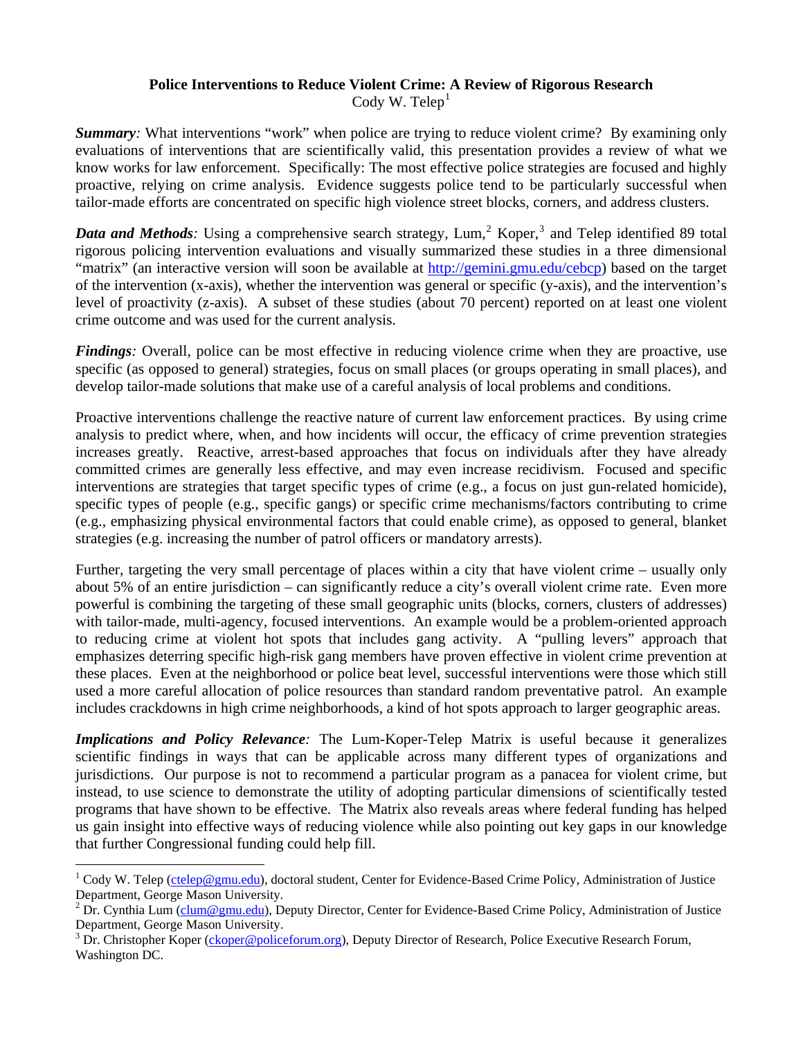# Police Interventions to Reduce Violent Crime: A Review of Rigorous Research

Cody W. Telep[1]

***Summary**:* What interventions "work" when police are trying to reduce violent crime? By examining only evaluations of interventions that are scientifically valid, this presentation provides a review of what we know works for law enforcement. Specifically: The most effective police strategies are focused and highly proactive, relying on crime analysis. Evidence suggests police tend to be particularly successful when tailor-made efforts are concentrated on specific high violence street blocks, corners, and address clusters.

***Data and Methods**:* Using a comprehensive search strategy, Lum,[2] Koper,[3] and Telep identified 89 total rigorous policing intervention evaluations and visually summarized these studies in a three dimensional "matrix" (an interactive version will soon be available at http://gemini.gmu.edu/cebcp) based on the target of the intervention (x-axis), whether the intervention was general or specific (y-axis), and the intervention's level of proactivity (z-axis). A subset of these studies (about 70 percent) reported on at least one violent crime outcome and was used for the current analysis.

***Findings**:* Overall, police can be most effective in reducing violence crime when they are proactive, use specific (as opposed to general) strategies, focus on small places (or groups operating in small places), and develop tailor-made solutions that make use of a careful analysis of local problems and conditions.

Proactive interventions challenge the reactive nature of current law enforcement practices. By using crime analysis to predict where, when, and how incidents will occur, the efficacy of crime prevention strategies increases greatly. Reactive, arrest-based approaches that focus on individuals after they have already committed crimes are generally less effective, and may even increase recidivism. Focused and specific interventions are strategies that target specific types of crime (e.g., a focus on just gun-related homicide), specific types of people (e.g., specific gangs) or specific crime mechanisms/factors contributing to crime (e.g., emphasizing physical environmental factors that could enable crime), as opposed to general, blanket strategies (e.g. increasing the number of patrol officers or mandatory arrests).

Further, targeting the very small percentage of places within a city that have violent crime – usually only about 5% of an entire jurisdiction – can significantly reduce a city's overall violent crime rate. Even more powerful is combining the targeting of these small geographic units (blocks, corners, clusters of addresses) with tailor-made, multi-agency, focused interventions. An example would be a problem-oriented approach to reducing crime at violent hot spots that includes gang activity. A "pulling levers" approach that emphasizes deterring specific high-risk gang members have proven effective in violent crime prevention at these places. Even at the neighborhood or police beat level, successful interventions were those which still used a more careful allocation of police resources than standard random preventative patrol. An example includes crackdowns in high crime neighborhoods, a kind of hot spots approach to larger geographic areas.

***Implications and Policy Relevance**:* The Lum-Koper-Telep Matrix is useful because it generalizes scientific findings in ways that can be applicable across many different types of organizations and jurisdictions. Our purpose is not to recommend a particular program as a panacea for violent crime, but instead, to use science to demonstrate the utility of adopting particular dimensions of scientifically tested programs that have shown to be effective. The Matrix also reveals areas where federal funding has helped us gain insight into effective ways of reducing violence while also pointing out key gaps in our knowledge that further Congressional funding could help fill.

---

[1] Cody W. Telep (ctelep@gmu.edu), doctoral student, Center for Evidence-Based Crime Policy, Administration of Justice Department, George Mason University.

[2] Dr. Cynthia Lum (clum@gmu.edu), Deputy Director, Center for Evidence-Based Crime Policy, Administration of Justice Department, George Mason University.

[3] Dr. Christopher Koper (ckoper@policeforum.org), Deputy Director of Research, Police Executive Research Forum, Washington DC.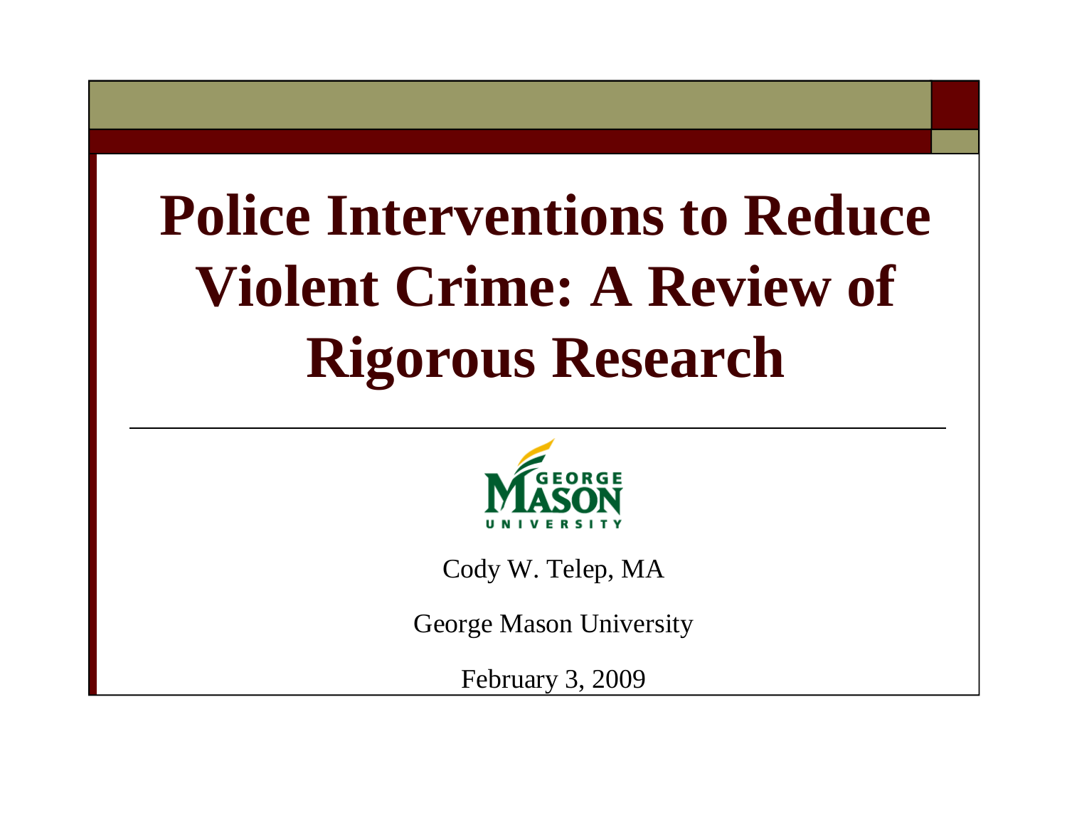# Police Interventions to Reduce Violent Crime: A Review of Rigorous Research

Cody W. Telep, MA

George Mason University

February 3, 2009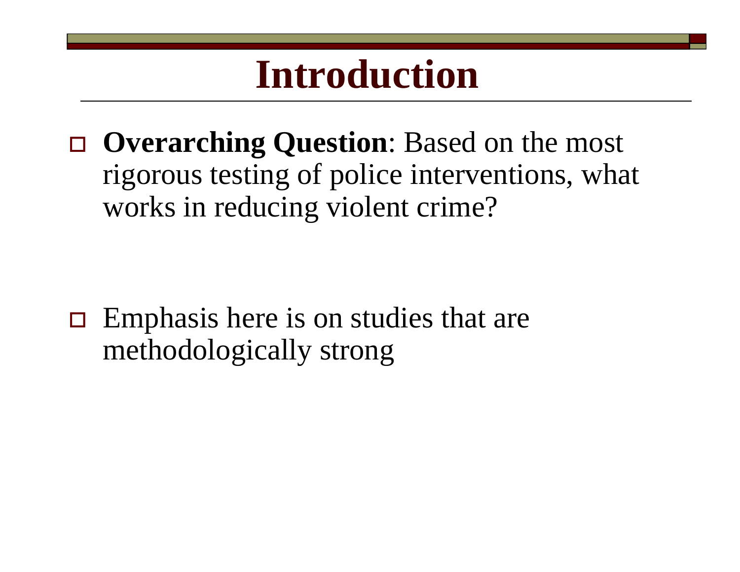# Introduction

- **Overarching Question**: Based on the most rigorous testing of police interventions, what works in reducing violent crime?

- Emphasis here is on studies that are methodologically strong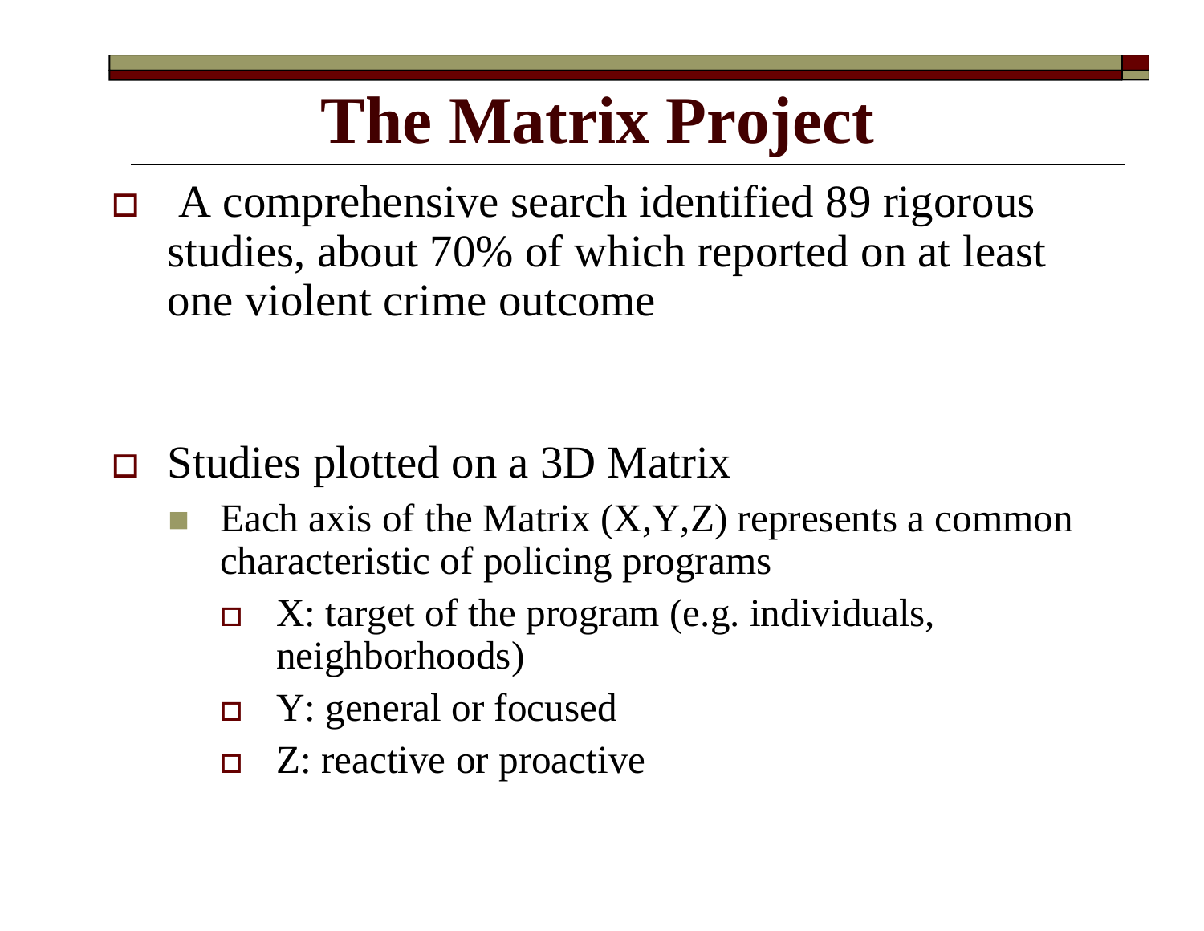# The Matrix Project

- A comprehensive search identified 89 rigorous studies, about 70% of which reported on at least one violent crime outcome

- Studies plotted on a 3D Matrix
  - Each axis of the Matrix (X,Y,Z) represents a common characteristic of policing programs
    - X: target of the program (e.g. individuals, neighborhoods)
    - Y: general or focused
    - Z: reactive or proactive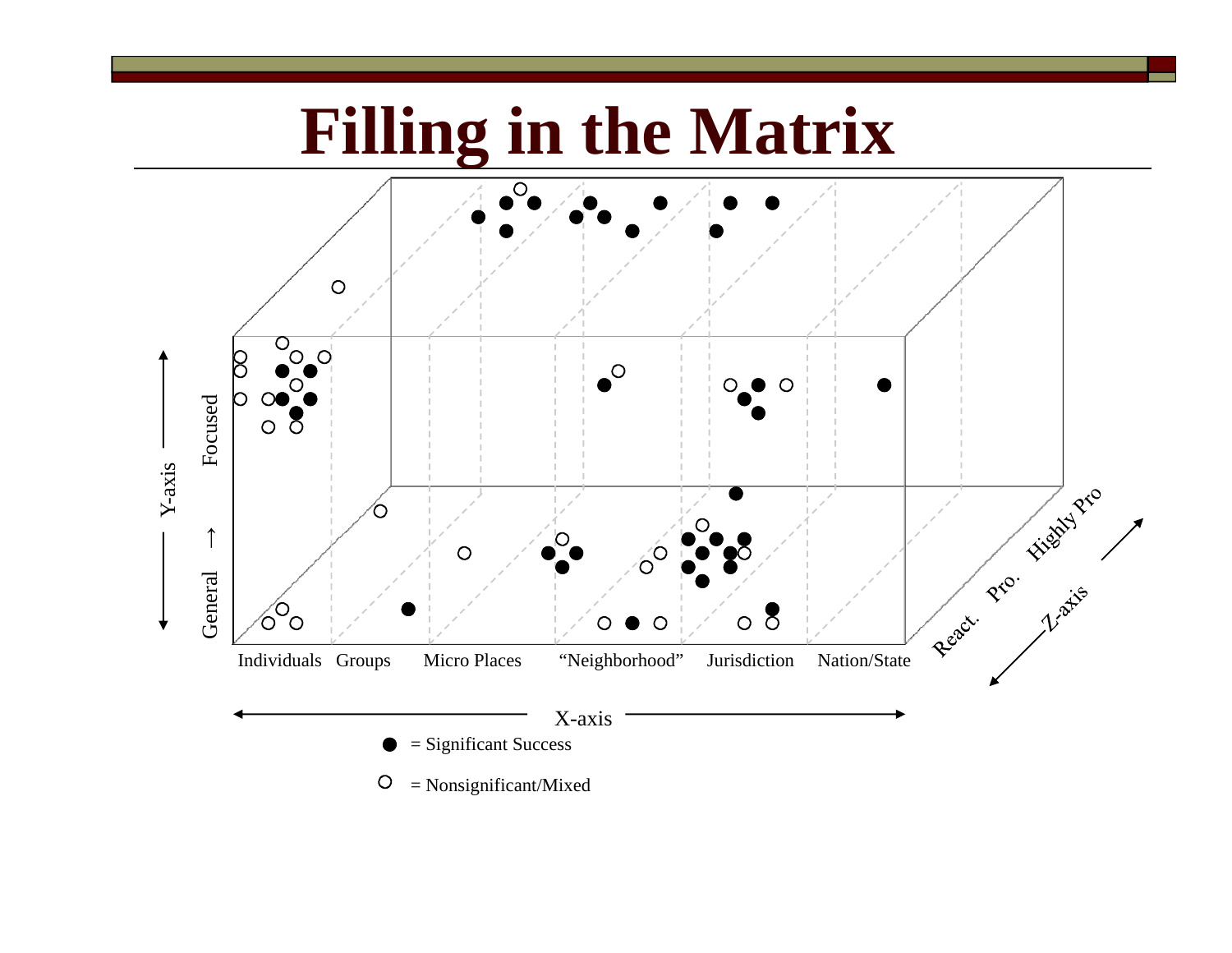# Filling in the Matrix

Y-axis: General → Focused

X-axis: Individuals, Groups, Micro Places, "Neighborhood", Jurisdiction, Nation/State

Z-axis: React., Pro., Highly Pro

● = Significant Success

○ = Nonsignificant/Mixed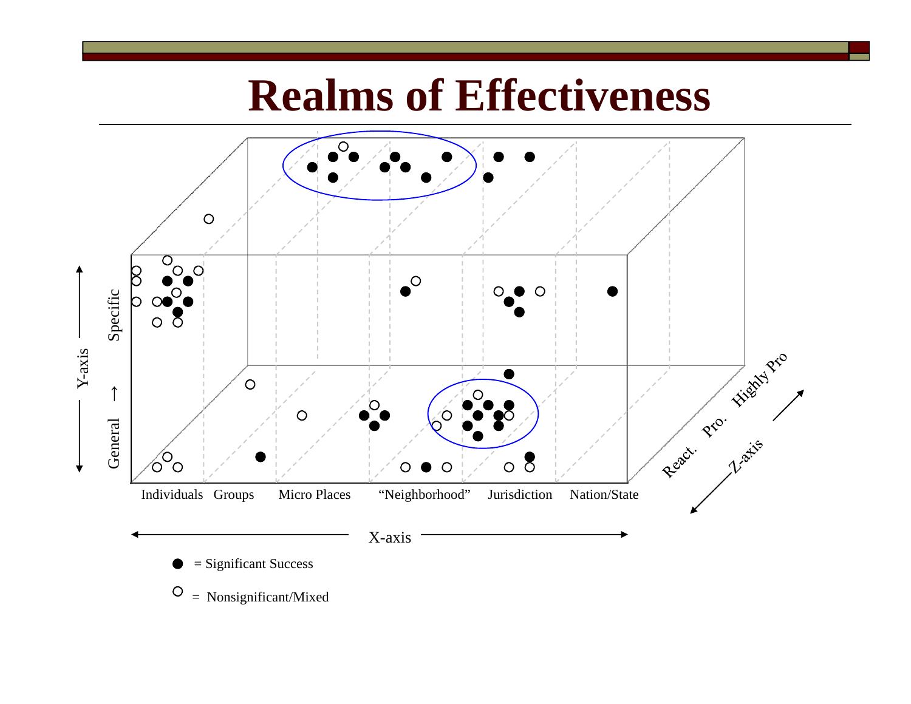# Realms of Effectiveness

Y-axis: General → Specific

X-axis: Individuals, Groups, Micro Places, "Neighborhood", Jurisdiction, Nation/State

Z-axis: React., Pro., Highly Pro

● = Significant Success

○ = Nonsignificant/Mixed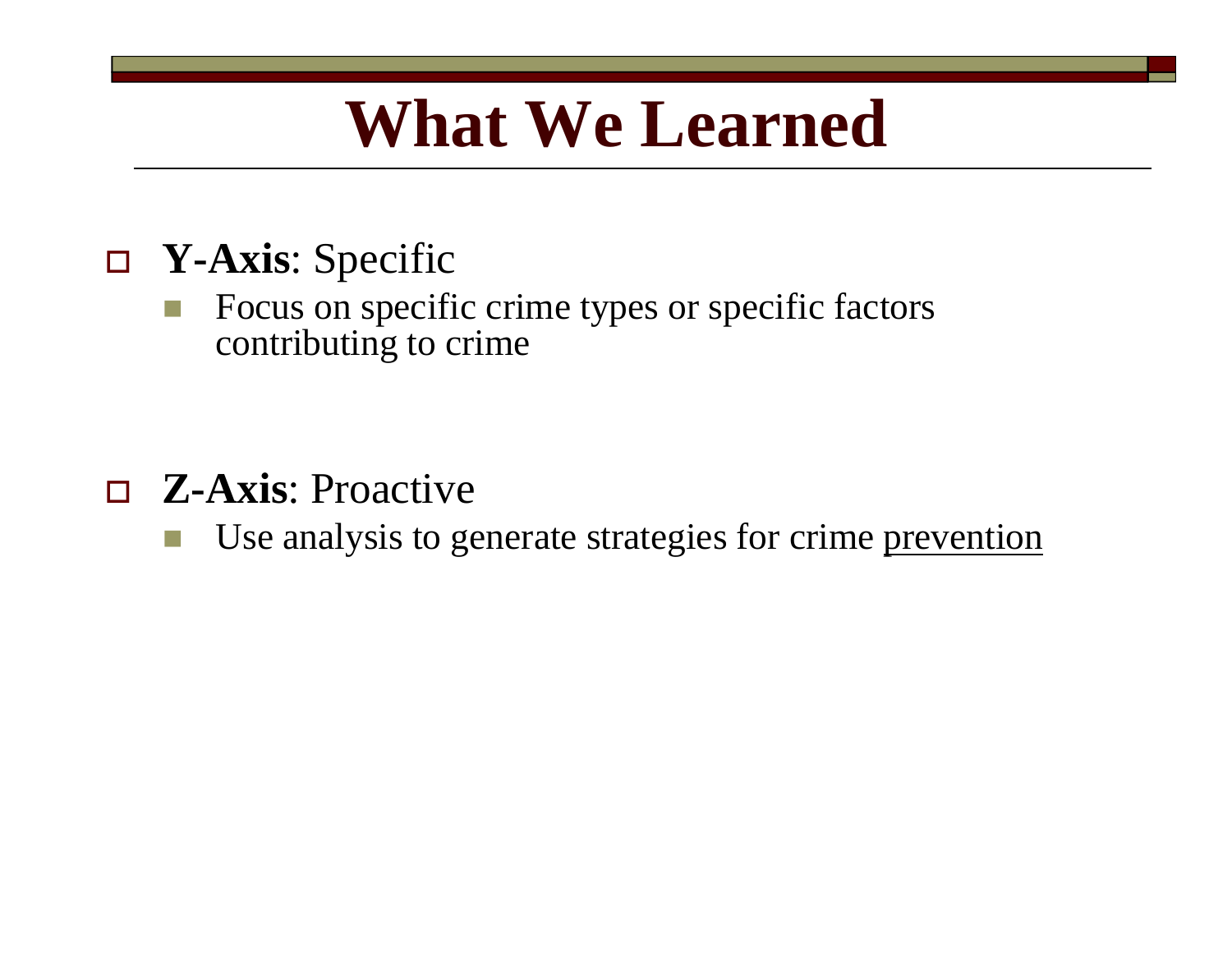# What We Learned

- **Y-Axis**: Specific
  - Focus on specific crime types or specific factors contributing to crime

- **Z-Axis**: Proactive
  - Use analysis to generate strategies for crime <u>prevention</u>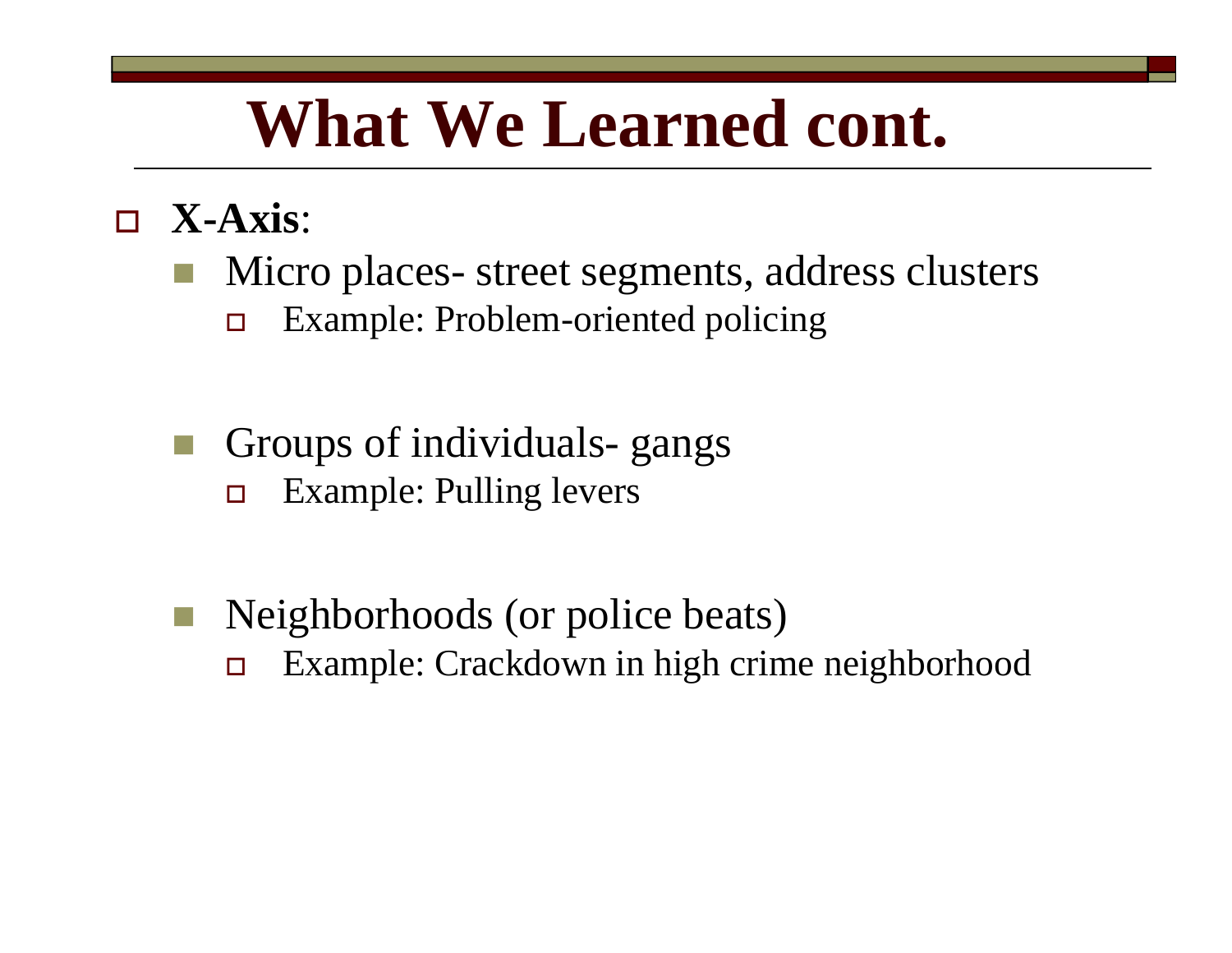# What We Learned cont.

- **X-Axis**:
  - Micro places- street segments, address clusters
    - Example: Problem-oriented policing
  - Groups of individuals- gangs
    - Example: Pulling levers
  - Neighborhoods (or police beats)
    - Example: Crackdown in high crime neighborhood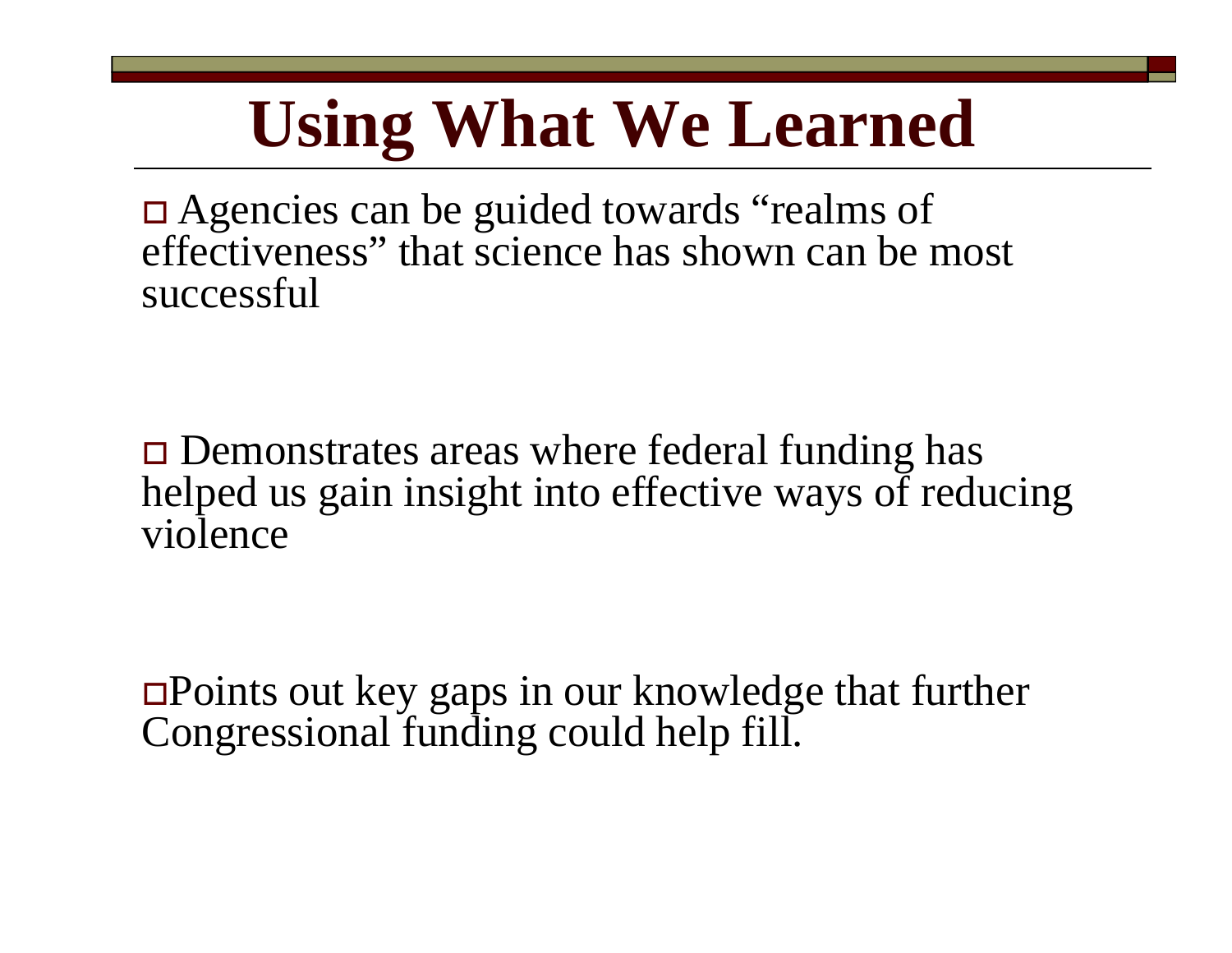# Using What We Learned

- Agencies can be guided towards “realms of effectiveness” that science has shown can be most successful

- Demonstrates areas where federal funding has helped us gain insight into effective ways of reducing violence

- Points out key gaps in our knowledge that further Congressional funding could help fill.